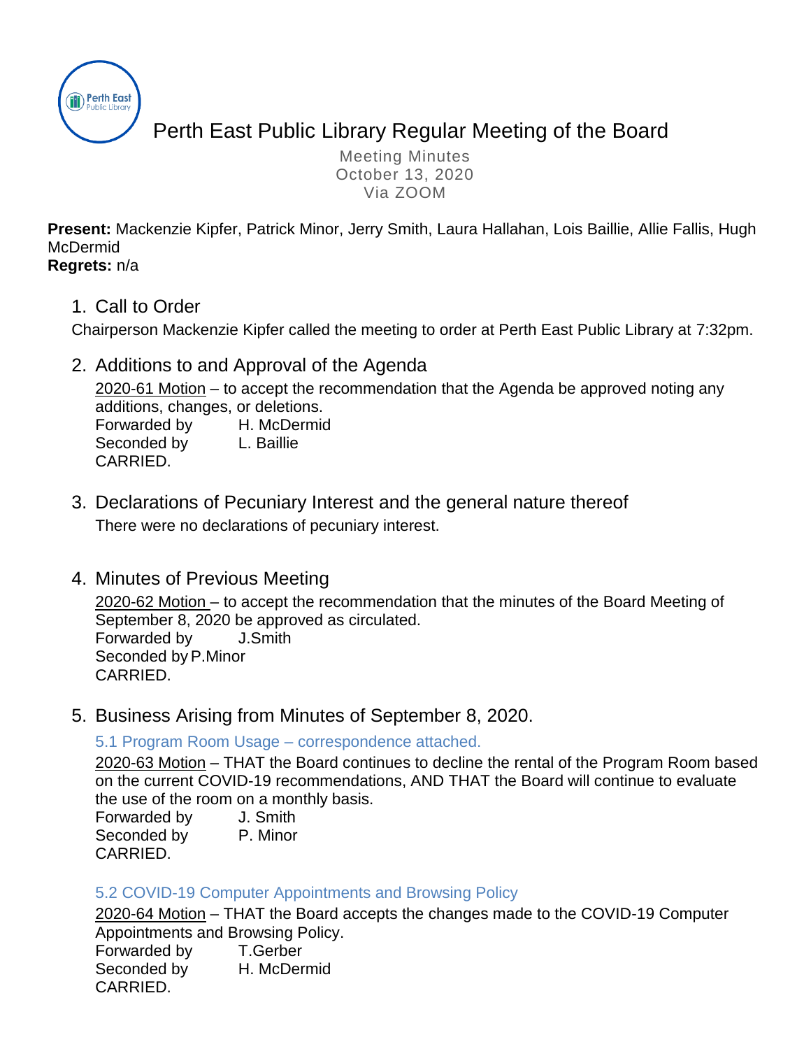# Perth East Public Library Regular Meeting of the Board

Meeting Minutes
October 13, 2020
Via ZOOM

**Present:** Mackenzie Kipfer, Patrick Minor, Jerry Smith, Laura Hallahan, Lois Baillie, Allie Fallis, Hugh McDermid
**Regrets:** n/a

## 1. Call to Order

Chairperson Mackenzie Kipfer called the meeting to order at Perth East Public Library at 7:32pm.

## 2. Additions to and Approval of the Agenda

2020-61 Motion – to accept the recommendation that the Agenda be approved noting any additions, changes, or deletions.
Forwarded by H. McDermid
Seconded by L. Baillie
CARRIED.

## 3. Declarations of Pecuniary Interest and the general nature thereof

There were no declarations of pecuniary interest.

## 4. Minutes of Previous Meeting

2020-62 Motion – to accept the recommendation that the minutes of the Board Meeting of September 8, 2020 be approved as circulated.
Forwarded by J.Smith
Seconded by P.Minor
CARRIED.

## 5. Business Arising from Minutes of September 8, 2020.

### 5.1 Program Room Usage – correspondence attached.

2020-63 Motion – THAT the Board continues to decline the rental of the Program Room based on the current COVID-19 recommendations, AND THAT the Board will continue to evaluate the use of the room on a monthly basis.
Forwarded by J. Smith
Seconded by P. Minor
CARRIED.

### 5.2 COVID-19 Computer Appointments and Browsing Policy

2020-64 Motion – THAT the Board accepts the changes made to the COVID-19 Computer Appointments and Browsing Policy.
Forwarded by T.Gerber
Seconded by H. McDermid
CARRIED.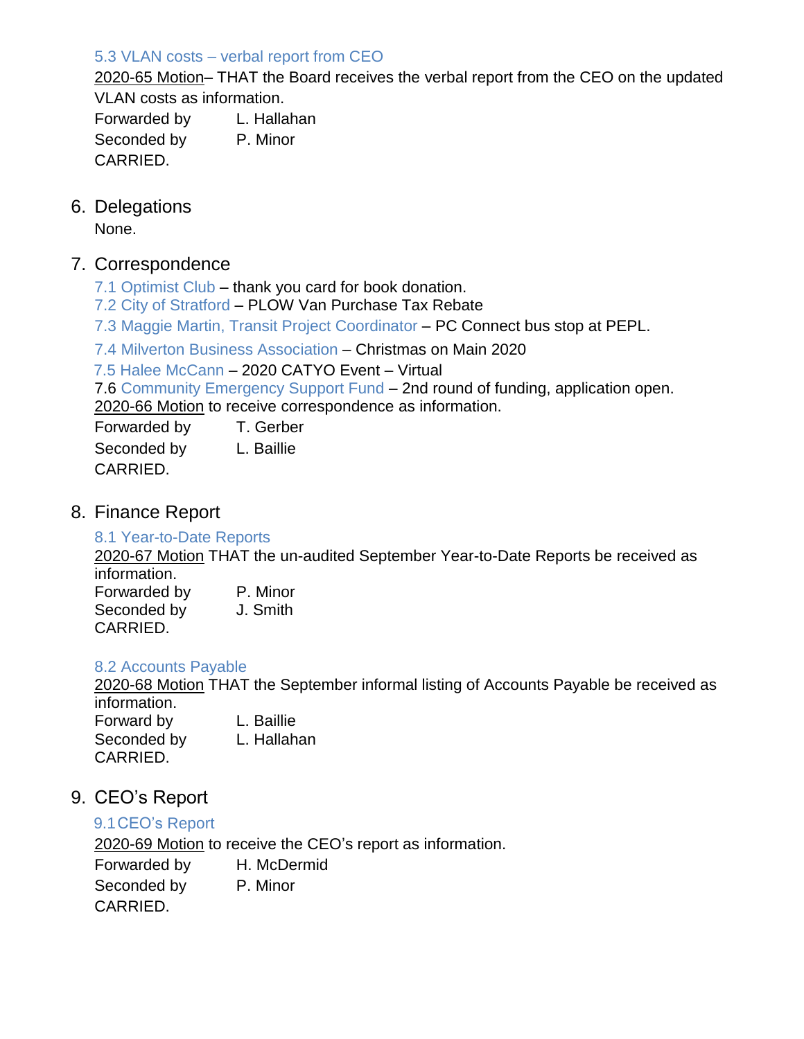### 5.3 VLAN costs – verbal report from CEO

2020-65 Motion– THAT the Board receives the verbal report from the CEO on the updated VLAN costs as information.

Forwarded by L. Hallahan
Seconded by P. Minor
CARRIED.

## 6. Delegations

None.

## 7. Correspondence

7.1 Optimist Club – thank you card for book donation.
7.2 City of Stratford – PLOW Van Purchase Tax Rebate
7.3 Maggie Martin, Transit Project Coordinator – PC Connect bus stop at PEPL.
7.4 Milverton Business Association – Christmas on Main 2020
7.5 Halee McCann – 2020 CATYO Event – Virtual
7.6 Community Emergency Support Fund – 2nd round of funding, application open.

2020-66 Motion to receive correspondence as information.

Forwarded by T. Gerber
Seconded by L. Baillie
CARRIED.

## 8. Finance Report

### 8.1 Year-to-Date Reports

2020-67 Motion THAT the un-audited September Year-to-Date Reports be received as information.

Forwarded by P. Minor
Seconded by J. Smith
CARRIED.

### 8.2 Accounts Payable

2020-68 Motion THAT the September informal listing of Accounts Payable be received as information.

Forward by L. Baillie
Seconded by L. Hallahan
CARRIED.

## 9. CEO's Report

### 9.1 CEO's Report

2020-69 Motion to receive the CEO's report as information.

Forwarded by H. McDermid
Seconded by P. Minor
CARRIED.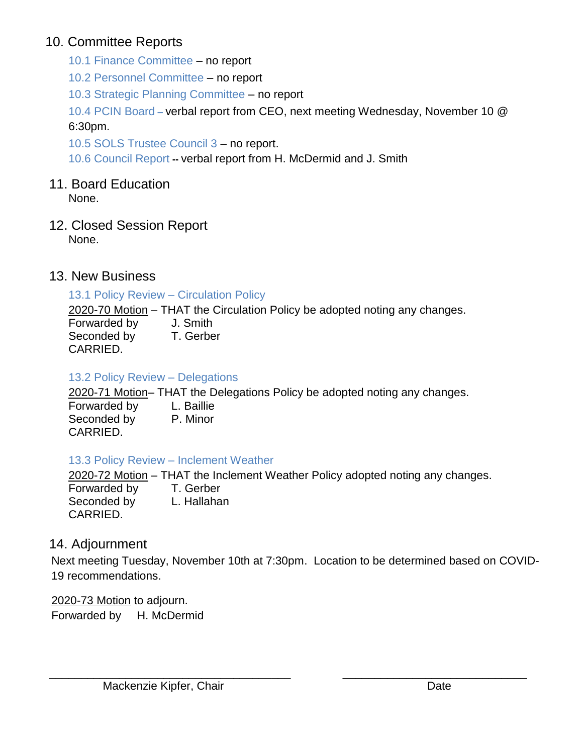## 10. Committee Reports

10.1 Finance Committee – no report

10.2 Personnel Committee – no report

10.3 Strategic Planning Committee – no report

10.4 PCIN Board – verbal report from CEO, next meeting Wednesday, November 10 @ 6:30pm.

10.5 SOLS Trustee Council 3 – no report.

10.6 Council Report -- verbal report from H. McDermid and J. Smith

## 11. Board Education

None.

## 12. Closed Session Report

None.

## 13. New Business

### 13.1 Policy Review – Circulation Policy

2020-70 Motion – THAT the Circulation Policy be adopted noting any changes.
Forwarded by J. Smith
Seconded by T. Gerber
CARRIED.

### 13.2 Policy Review – Delegations

2020-71 Motion– THAT the Delegations Policy be adopted noting any changes.
Forwarded by L. Baillie
Seconded by P. Minor
CARRIED.

### 13.3 Policy Review – Inclement Weather

2020-72 Motion – THAT the Inclement Weather Policy adopted noting any changes.
Forwarded by T. Gerber
Seconded by L. Hallahan
CARRIED.

## 14. Adjournment

Next meeting Tuesday, November 10th at 7:30pm. Location to be determined based on COVID-19 recommendations.

2020-73 Motion to adjourn.
Forwarded by H. McDermid

\_\_\_\_\_\_\_\_\_\_\_\_\_\_\_\_\_\_\_\_\_\_\_\_\_\_\_\_\_\_ \_\_\_\_\_\_\_\_\_\_\_\_\_\_\_\_\_\_\_\_\_\_\_\_\_\_\_\_\_\_

Mackenzie Kipfer, Chair Date